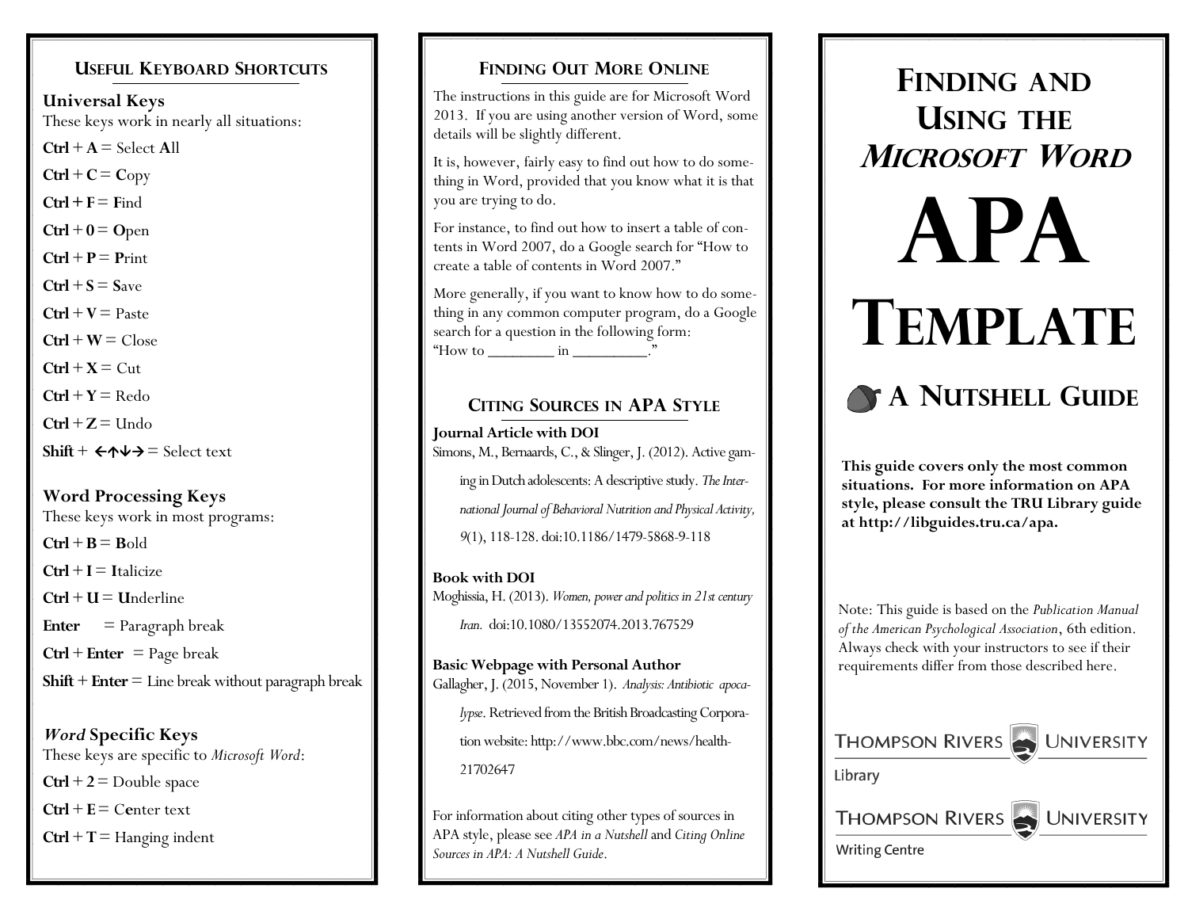## Useful Keyboard Shortcuts

### Universal Keys

These keys work in nearly all situations:

**Ctrl** + **A** = Select **A**ll

**Ctrl** + **C** = **C**opy

**Ctrl + F** = **F**ind

**Ctrl** + **0** = **O**pen

**Ctrl** + **P** = **P**rint

**Ctrl** + **S** = **S**ave

**Ctrl** + **V** = Paste

**Ctrl** + **W** = Close

**Ctrl** + **X** = Cut

**Ctrl** + **Y** = Redo

**Ctrl** + **Z** = Undo

**Shift** + ←↑↓→ = Select text

### Word Processing Keys

These keys work in most programs:

**Ctrl** + **B** = **B**old

**Ctrl** + **I** = **I**talicize

**Ctrl** + **U** = **U**nderline

**Enter** = Paragraph break

**Ctrl** + **Enter** = Page break

**Shift** + **Enter** = Line break without paragraph break

### *Word* Specific Keys

These keys are specific to *Microsoft Word*:

**Ctrl** + **2** = Double space

**Ctrl** + **E** = C**e**nter text

**Ctrl** + **T** = Hanging indent

## Finding Out More Online

The instructions in this guide are for Microsoft Word 2013. If you are using another version of Word, some details will be slightly different.

It is, however, fairly easy to find out how to do something in Word, provided that you know what it is that you are trying to do.

For instance, to find out how to insert a table of contents in Word 2007, do a Google search for "How to create a table of contents in Word 2007."

More generally, if you want to know how to do something in any common computer program, do a Google search for a question in the following form: "How to ________ in _________."

## Citing Sources in APA Style

**Journal Article with DOI**

Simons, M., Bernaards, C., & Slinger, J. (2012). Active gaming in Dutch adolescents: A descriptive study. *The International Journal of Behavioral Nutrition and Physical Activity, 9*(1), 118-128. doi:10.1186/1479-5868-9-118

**Book with DOI**

Moghissia, H. (2013). *Women, power and politics in 21st century Iran.* doi:10.1080/13552074.2013.767529

**Basic Webpage with Personal Author**

Gallagher, J. (2015, November 1). *Analysis: Antibiotic apocalypse*. Retrieved from the British Broadcasting Corporation website: http://www.bbc.com/news/health-21702647

For information about citing other types of sources in APA style, please see *APA in a Nutshell* and *Citing Online Sources in APA: A Nutshell Guide*.

# Finding and Using the *Microsoft Word* APA Template

## A Nutshell Guide

**This guide covers only the most common situations. For more information on APA style, please consult the TRU Library guide at http://libguides.tru.ca/apa.**

Note: This guide is based on the *Publication Manual of the American Psychological Association*, 6th edition. Always check with your instructors to see if their requirements differ from those described here.

Thompson Rivers University Library

Thompson Rivers University Writing Centre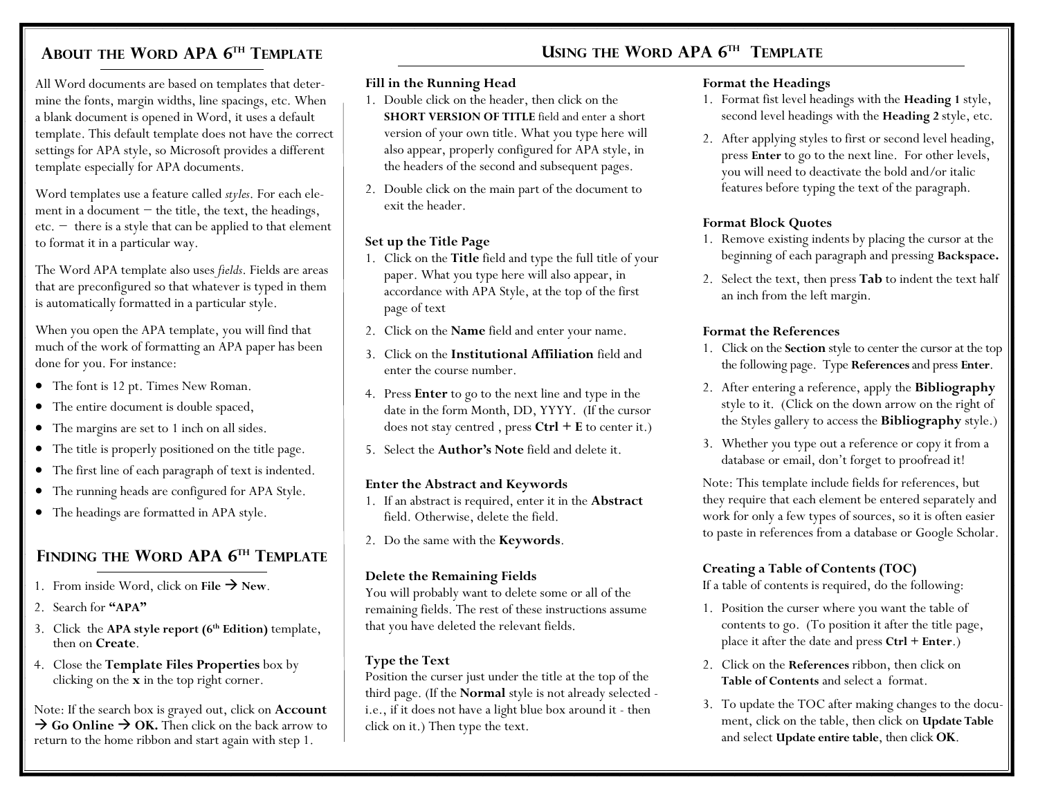## About the Word APA 6th Template

All Word documents are based on templates that determine the fonts, margin widths, line spacings, etc. When a blank document is opened in Word, it uses a default template. This default template does not have the correct settings for APA style, so Microsoft provides a different template especially for APA documents.

Word templates use a feature called *styles*. For each element in a document – the title, the text, the headings, etc. – there is a style that can be applied to that element to format it in a particular way.

The Word APA template also uses *fields*. Fields are areas that are preconfigured so that whatever is typed in them is automatically formatted in a particular style.

When you open the APA template, you will find that much of the work of formatting an APA paper has been done for you. For instance:

- The font is 12 pt. Times New Roman.
- The entire document is double spaced,
- The margins are set to 1 inch on all sides.
- The title is properly positioned on the title page.
- The first line of each paragraph of text is indented.
- The running heads are configured for APA Style.
- The headings are formatted in APA style.

## Finding the Word APA 6th Template

1. From inside Word, click on **File → New**.
2. Search for **"APA"**
3. Click the **APA style report (6th Edition)** template, then on **Create**.
4. Close the **Template Files Properties** box by clicking on the **x** in the top right corner.

Note: If the search box is grayed out, click on **Account → Go Online → OK.** Then click on the back arrow to return to the home ribbon and start again with step 1.

## Using the Word APA 6th Template

### Fill in the Running Head

1. Double click on the header, then click on the **SHORT VERSION OF TITLE** field and enter a short version of your own title. What you type here will also appear, properly configured for APA style, in the headers of the second and subsequent pages.
2. Double click on the main part of the document to exit the header.

### Set up the Title Page

1. Click on the **Title** field and type the full title of your paper. What you type here will also appear, in accordance with APA Style, at the top of the first page of text
2. Click on the **Name** field and enter your name.
3. Click on the **Institutional Affiliation** field and enter the course number.
4. Press **Enter** to go to the next line and type in the date in the form Month, DD, YYYY. (If the cursor does not stay centred , press **Ctrl + E** to center it.)
5. Select the **Author's Note** field and delete it.

### Enter the Abstract and Keywords

1. If an abstract is required, enter it in the **Abstract** field. Otherwise, delete the field.
2. Do the same with the **Keywords**.

### Delete the Remaining Fields

You will probably want to delete some or all of the remaining fields. The rest of these instructions assume that you have deleted the relevant fields.

### Type the Text

Position the curser just under the title at the top of the third page. (If the **Normal** style is not already selected - i.e., if it does not have a light blue box around it - then click on it.) Then type the text.

### Format the Headings

1. Format fist level headings with the **Heading 1** style, second level headings with the **Heading 2** style, etc.
2. After applying styles to first or second level heading, press **Enter** to go to the next line. For other levels, you will need to deactivate the bold and/or italic features before typing the text of the paragraph.

### Format Block Quotes

1. Remove existing indents by placing the cursor at the beginning of each paragraph and pressing **Backspace.**
2. Select the text, then press **Tab** to indent the text half an inch from the left margin.

### Format the References

1. Click on the **Section** style to center the cursor at the top the following page. Type **References** and press **Enter**.
2. After entering a reference, apply the **Bibliography** style to it. (Click on the down arrow on the right of the Styles gallery to access the **Bibliography** style.)
3. Whether you type out a reference or copy it from a database or email, don't forget to proofread it!

Note: This template include fields for references, but they require that each element be entered separately and work for only a few types of sources, so it is often easier to paste in references from a database or Google Scholar.

### Creating a Table of Contents (TOC)

If a table of contents is required, do the following:

1. Position the curser where you want the table of contents to go. (To position it after the title page, place it after the date and press **Ctrl + Enter**.)
2. Click on the **References** ribbon, then click on **Table of Contents** and select a format.
3. To update the TOC after making changes to the document, click on the table, then click on **Update Table** and select **Update entire table**, then click **OK**.